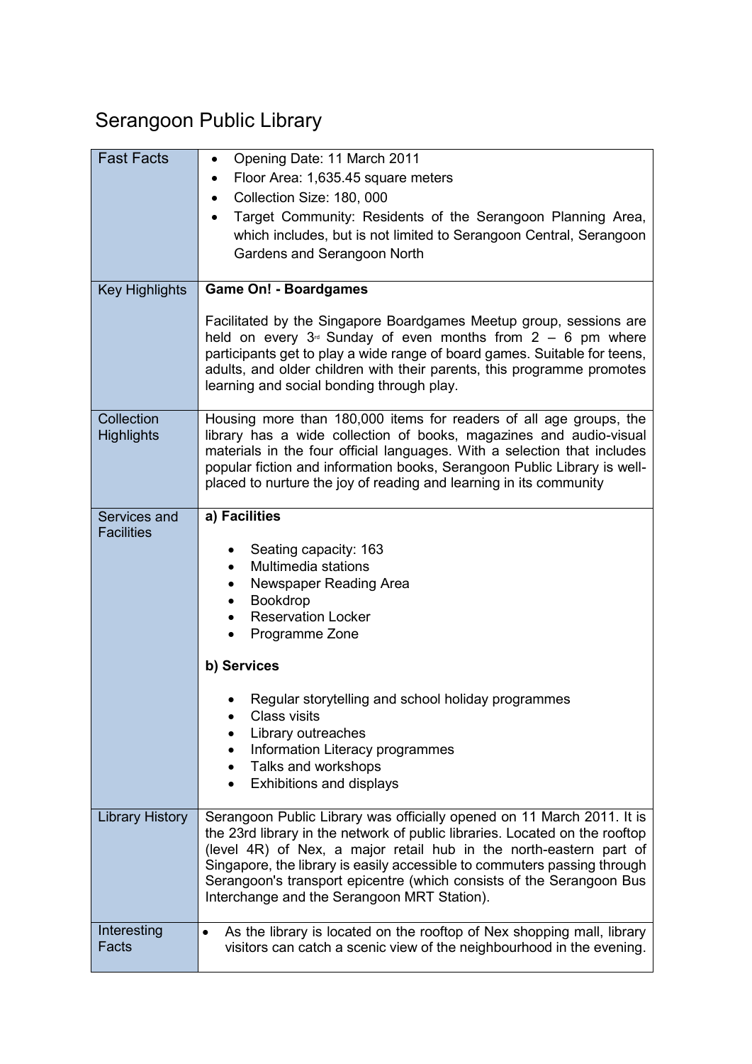# Serangoon Public Library

| | |
|---|---|
| Fast Facts | • Opening Date: 11 March 2011<br>• Floor Area: 1,635.45 square meters<br>• Collection Size: 180, 000<br>• Target Community: Residents of the Serangoon Planning Area, which includes, but is not limited to Serangoon Central, Serangoon Gardens and Serangoon North |
| Key Highlights | **Game On! - Boardgames**<br><br>Facilitated by the Singapore Boardgames Meetup group, sessions are held on every 3rd Sunday of even months from 2 – 6 pm where participants get to play a wide range of board games. Suitable for teens, adults, and older children with their parents, this programme promotes learning and social bonding through play. |
| Collection Highlights | Housing more than 180,000 items for readers of all age groups, the library has a wide collection of books, magazines and audio-visual materials in the four official languages. With a selection that includes popular fiction and information books, Serangoon Public Library is well-placed to nurture the joy of reading and learning in its community |
| Services and Facilities | **a) Facilities**<br><br>• Seating capacity: 163<br>• Multimedia stations<br>• Newspaper Reading Area<br>• Bookdrop<br>• Reservation Locker<br>• Programme Zone<br><br>**b) Services**<br><br>• Regular storytelling and school holiday programmes<br>• Class visits<br>• Library outreaches<br>• Information Literacy programmes<br>• Talks and workshops<br>• Exhibitions and displays |
| Library History | Serangoon Public Library was officially opened on 11 March 2011. It is the 23rd library in the network of public libraries. Located on the rooftop (level 4R) of Nex, a major retail hub in the north-eastern part of Singapore, the library is easily accessible to commuters passing through Serangoon's transport epicentre (which consists of the Serangoon Bus Interchange and the Serangoon MRT Station). |
| Interesting Facts | • As the library is located on the rooftop of Nex shopping mall, library visitors can catch a scenic view of the neighbourhood in the evening. |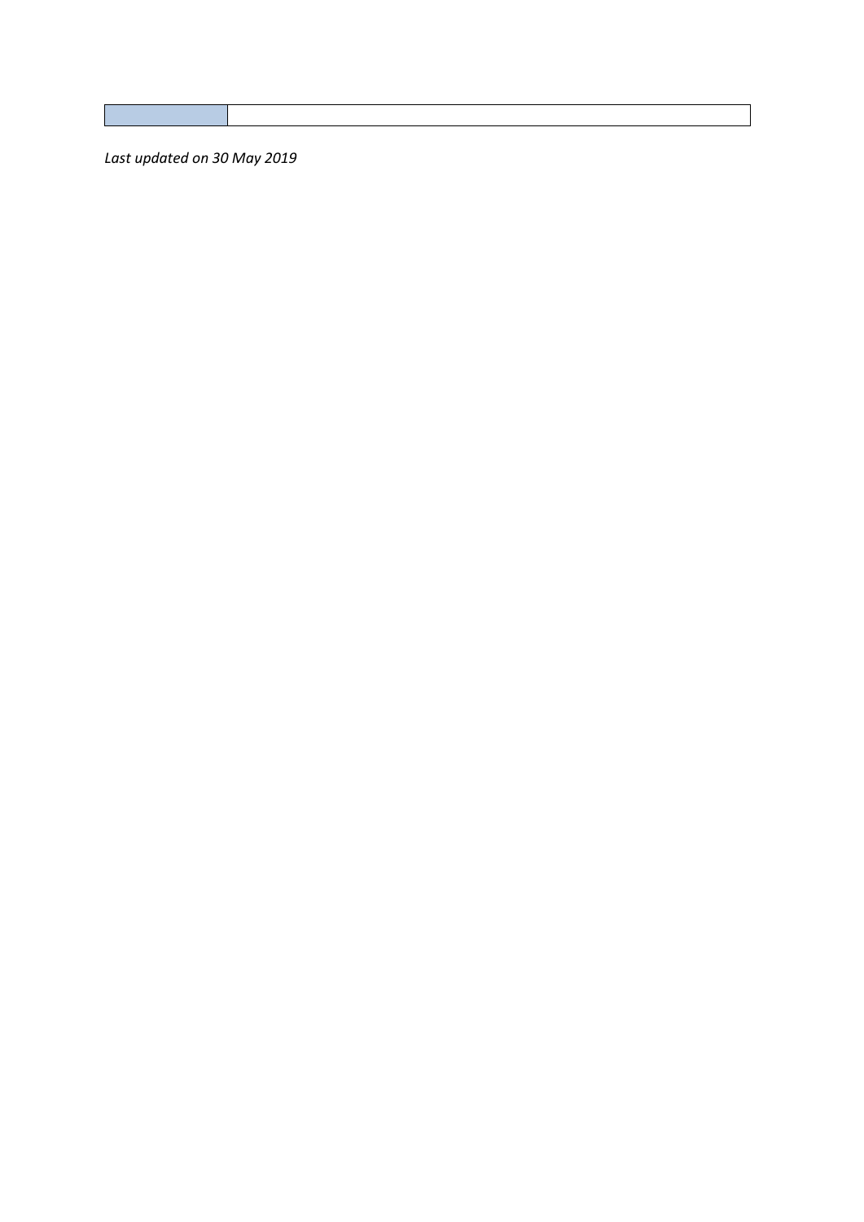| | |
|---|---|
| | |

*Last updated on 30 May 2019*